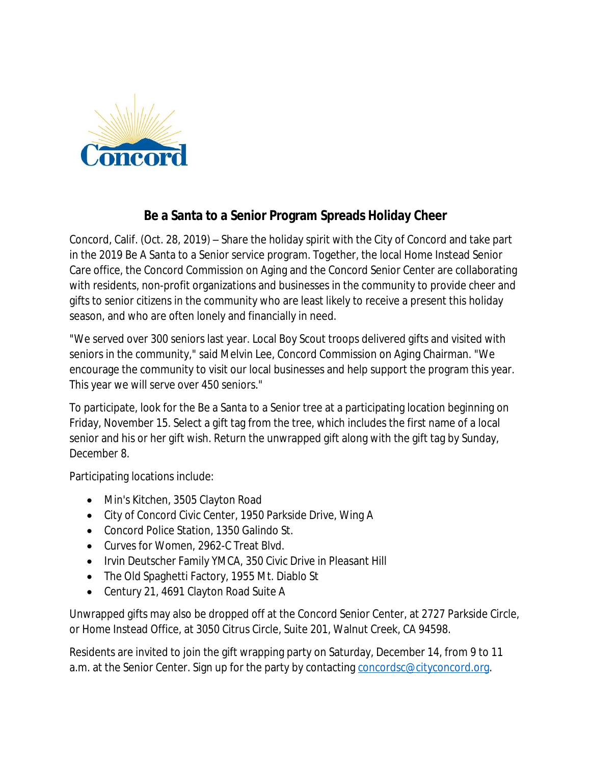Concord

## Be a Santa to a Senior Program Spreads Holiday Cheer

Concord, Calif. (Oct. 28, 2019) – Share the holiday spirit with the City of Concord and take part in the 2019 Be A Santa to a Senior service program. Together, the local Home Instead Senior Care office, the Concord Commission on Aging and the Concord Senior Center are collaborating with residents, non-profit organizations and businesses in the community to provide cheer and gifts to senior citizens in the community who are least likely to receive a present this holiday season, and who are often lonely and financially in need.

"We served over 300 seniors last year. Local Boy Scout troops delivered gifts and visited with seniors in the community," said Melvin Lee, Concord Commission on Aging Chairman. "We encourage the community to visit our local businesses and help support the program this year. This year we will serve over 450 seniors."

To participate, look for the Be a Santa to a Senior tree at a participating location beginning on Friday, November 15. Select a gift tag from the tree, which includes the first name of a local senior and his or her gift wish. Return the unwrapped gift along with the gift tag by Sunday, December 8.

Participating locations include:

- Min's Kitchen, 3505 Clayton Road
- City of Concord Civic Center, 1950 Parkside Drive, Wing A
- Concord Police Station, 1350 Galindo St.
- Curves for Women, 2962-C Treat Blvd.
- Irvin Deutscher Family YMCA, 350 Civic Drive in Pleasant Hill
- The Old Spaghetti Factory, 1955 Mt. Diablo St
- Century 21, 4691 Clayton Road Suite A

Unwrapped gifts may also be dropped off at the Concord Senior Center, at 2727 Parkside Circle, or Home Instead Office, at 3050 Citrus Circle, Suite 201, Walnut Creek, CA 94598.

Residents are invited to join the gift wrapping party on Saturday, December 14, from 9 to 11 a.m. at the Senior Center. Sign up for the party by contacting concordsc@cityconcord.org.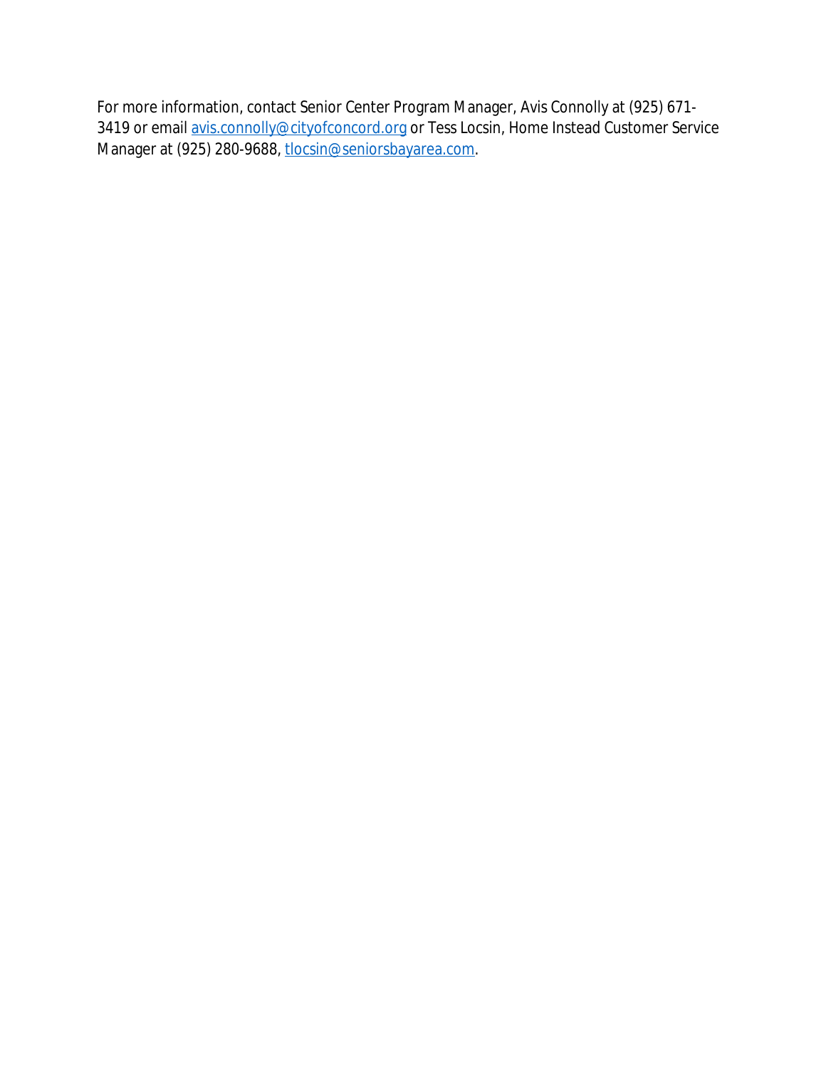For more information, contact Senior Center Program Manager, Avis Connolly at (925) 671-3419 or email avis.connolly@cityofconcord.org or Tess Locsin, Home Instead Customer Service Manager at (925) 280-9688, tlocsin@seniorsbayarea.com.